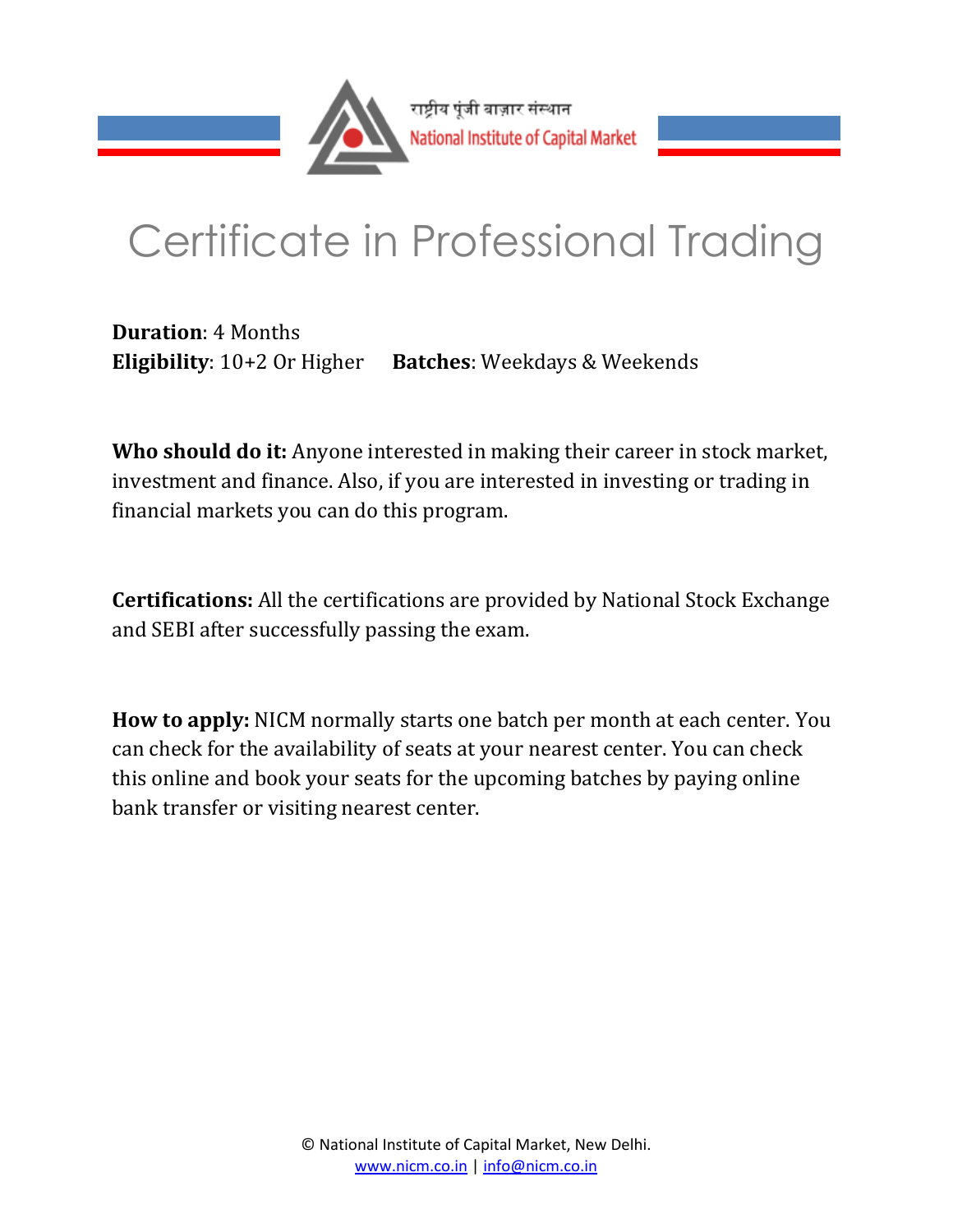राष्ट्रीय पूंजी बाज़ार संस्थान
National Institute of Capital Market

# Certificate in Professional Trading

**Duration**: 4 Months
**Eligibility**: 10+2 Or Higher **Batches**: Weekdays & Weekends

**Who should do it:** Anyone interested in making their career in stock market, investment and finance. Also, if you are interested in investing or trading in financial markets you can do this program.

**Certifications:** All the certifications are provided by National Stock Exchange and SEBI after successfully passing the exam.

**How to apply:** NICM normally starts one batch per month at each center. You can check for the availability of seats at your nearest center. You can check this online and book your seats for the upcoming batches by paying online bank transfer or visiting nearest center.

© National Institute of Capital Market, New Delhi.
www.nicm.co.in | info@nicm.co.in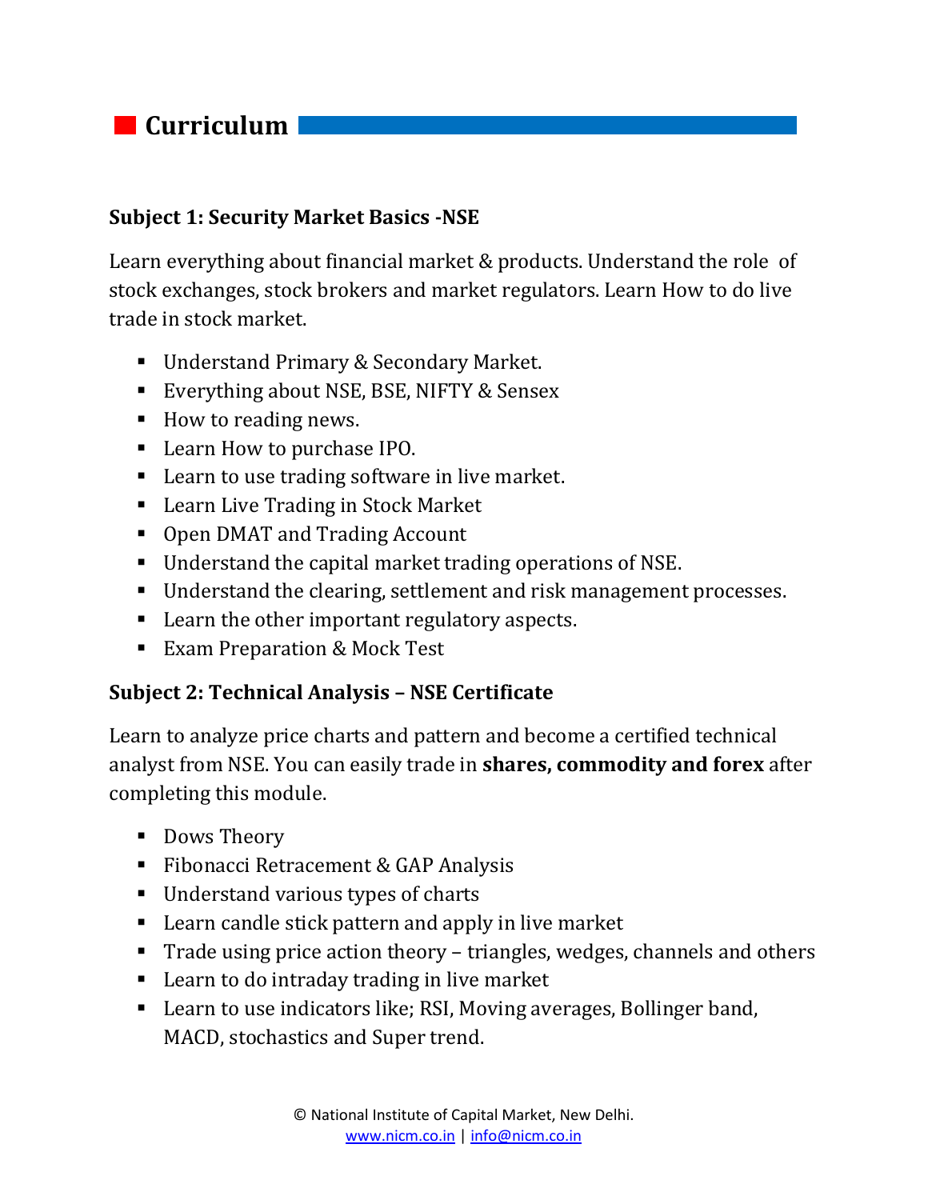## Curriculum

### Subject 1: Security Market Basics -NSE

Learn everything about financial market & products. Understand the role of stock exchanges, stock brokers and market regulators. Learn How to do live trade in stock market.

- Understand Primary & Secondary Market.
- Everything about NSE, BSE, NIFTY & Sensex
- How to reading news.
- Learn How to purchase IPO.
- Learn to use trading software in live market.
- Learn Live Trading in Stock Market
- Open DMAT and Trading Account
- Understand the capital market trading operations of NSE.
- Understand the clearing, settlement and risk management processes.
- Learn the other important regulatory aspects.
- Exam Preparation & Mock Test

### Subject 2: Technical Analysis – NSE Certificate

Learn to analyze price charts and pattern and become a certified technical analyst from NSE. You can easily trade in **shares, commodity and forex** after completing this module.

- Dows Theory
- Fibonacci Retracement & GAP Analysis
- Understand various types of charts
- Learn candle stick pattern and apply in live market
- Trade using price action theory – triangles, wedges, channels and others
- Learn to do intraday trading in live market
- Learn to use indicators like; RSI, Moving averages, Bollinger band, MACD, stochastics and Super trend.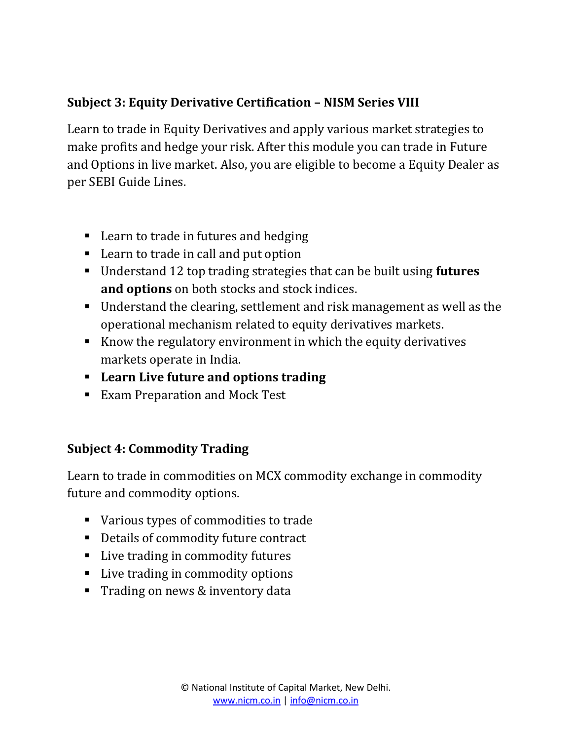### Subject 3: Equity Derivative Certification – NISM Series VIII

Learn to trade in Equity Derivatives and apply various market strategies to make profits and hedge your risk. After this module you can trade in Future and Options in live market. Also, you are eligible to become a Equity Dealer as per SEBI Guide Lines.

- Learn to trade in futures and hedging
- Learn to trade in call and put option
- Understand 12 top trading strategies that can be built using **futures and options** on both stocks and stock indices.
- Understand the clearing, settlement and risk management as well as the operational mechanism related to equity derivatives markets.
- Know the regulatory environment in which the equity derivatives markets operate in India.
- **Learn Live future and options trading**
- Exam Preparation and Mock Test

### Subject 4: Commodity Trading

Learn to trade in commodities on MCX commodity exchange in commodity future and commodity options.

- Various types of commodities to trade
- Details of commodity future contract
- Live trading in commodity futures
- Live trading in commodity options
- Trading on news & inventory data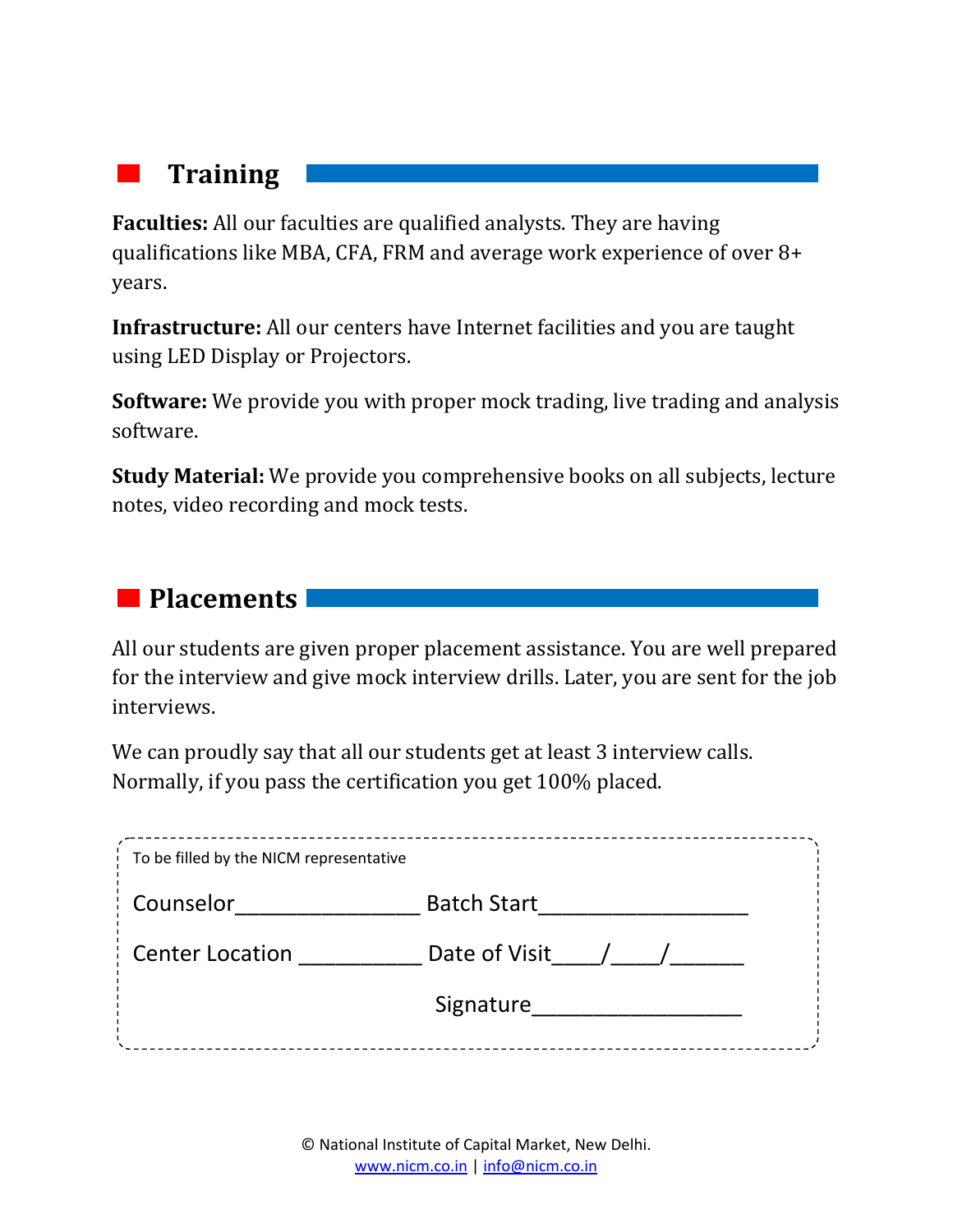## Training

**Faculties:** All our faculties are qualified analysts. They are having qualifications like MBA, CFA, FRM and average work experience of over 8+ years.

**Infrastructure:** All our centers have Internet facilities and you are taught using LED Display or Projectors.

**Software:** We provide you with proper mock trading, live trading and analysis software.

**Study Material:** We provide you comprehensive books on all subjects, lecture notes, video recording and mock tests.

## Placements

All our students are given proper placement assistance. You are well prepared for the interview and give mock interview drills. Later, you are sent for the job interviews.

We can proudly say that all our students get at least 3 interview calls. Normally, if you pass the certification you get 100% placed.

To be filled by the NICM representative

Counselor________________ Batch Start__________________

Center Location __________ Date of Visit____/____/______

Signature__________________

© National Institute of Capital Market, New Delhi.
www.nicm.co.in | info@nicm.co.in